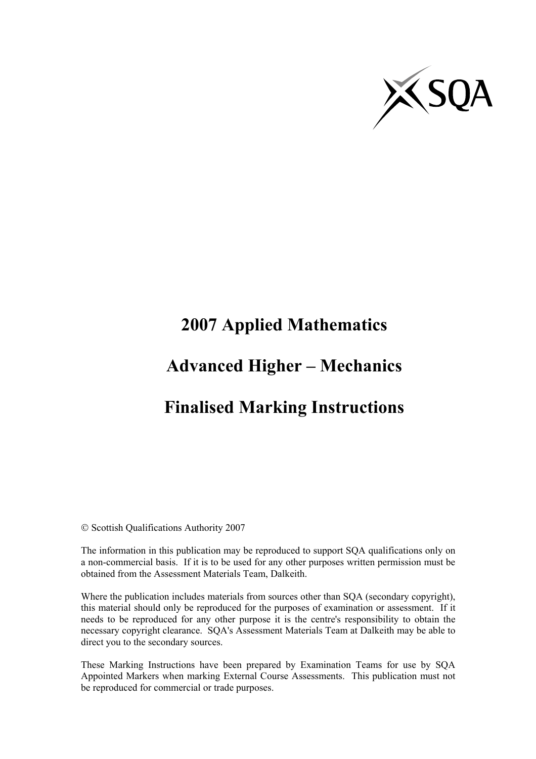SQA

# 2007 Applied Mathematics

# Advanced Higher – Mechanics

# Finalised Marking Instructions

© Scottish Qualifications Authority 2007

The information in this publication may be reproduced to support SQA qualifications only on a non-commercial basis. If it is to be used for any other purposes written permission must be obtained from the Assessment Materials Team, Dalkeith.

Where the publication includes materials from sources other than SQA (secondary copyright), this material should only be reproduced for the purposes of examination or assessment. If it needs to be reproduced for any other purpose it is the centre's responsibility to obtain the necessary copyright clearance. SQA's Assessment Materials Team at Dalkeith may be able to direct you to the secondary sources.

These Marking Instructions have been prepared by Examination Teams for use by SQA Appointed Markers when marking External Course Assessments. This publication must not be reproduced for commercial or trade purposes.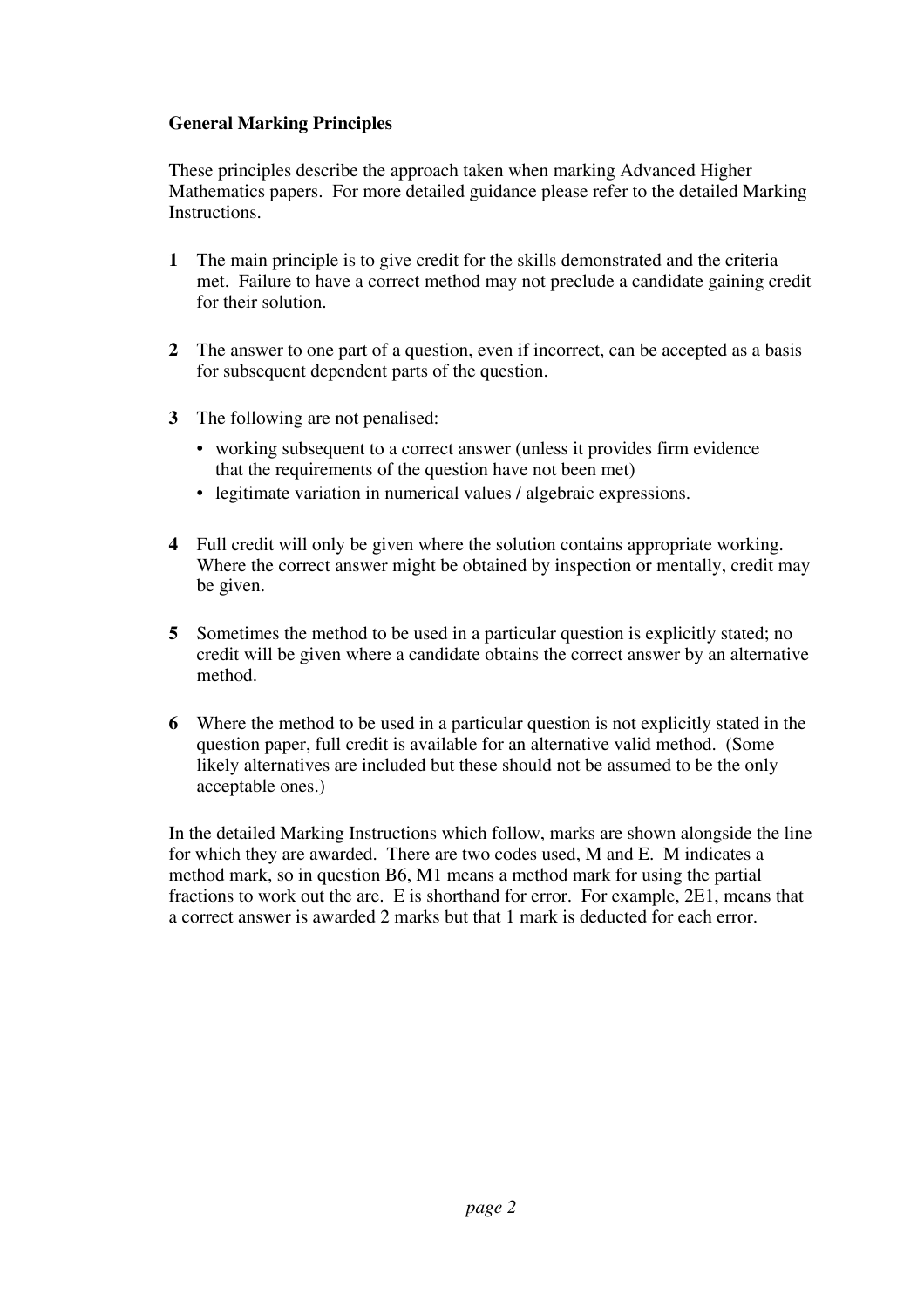**General Marking Principles**

These principles describe the approach taken when marking Advanced Higher Mathematics papers. For more detailed guidance please refer to the detailed Marking Instructions.

**1** The main principle is to give credit for the skills demonstrated and the criteria met. Failure to have a correct method may not preclude a candidate gaining credit for their solution.

**2** The answer to one part of a question, even if incorrect, can be accepted as a basis for subsequent dependent parts of the question.

**3** The following are not penalised:

- working subsequent to a correct answer (unless it provides firm evidence that the requirements of the question have not been met)
- legitimate variation in numerical values / algebraic expressions.

**4** Full credit will only be given where the solution contains appropriate working. Where the correct answer might be obtained by inspection or mentally, credit may be given.

**5** Sometimes the method to be used in a particular question is explicitly stated; no credit will be given where a candidate obtains the correct answer by an alternative method.

**6** Where the method to be used in a particular question is not explicitly stated in the question paper, full credit is available for an alternative valid method. (Some likely alternatives are included but these should not be assumed to be the only acceptable ones.)

In the detailed Marking Instructions which follow, marks are shown alongside the line for which they are awarded. There are two codes used, M and E. M indicates a method mark, so in question B6, M1 means a method mark for using the partial fractions to work out the are. E is shorthand for error. For example, 2E1, means that a correct answer is awarded 2 marks but that 1 mark is deducted for each error.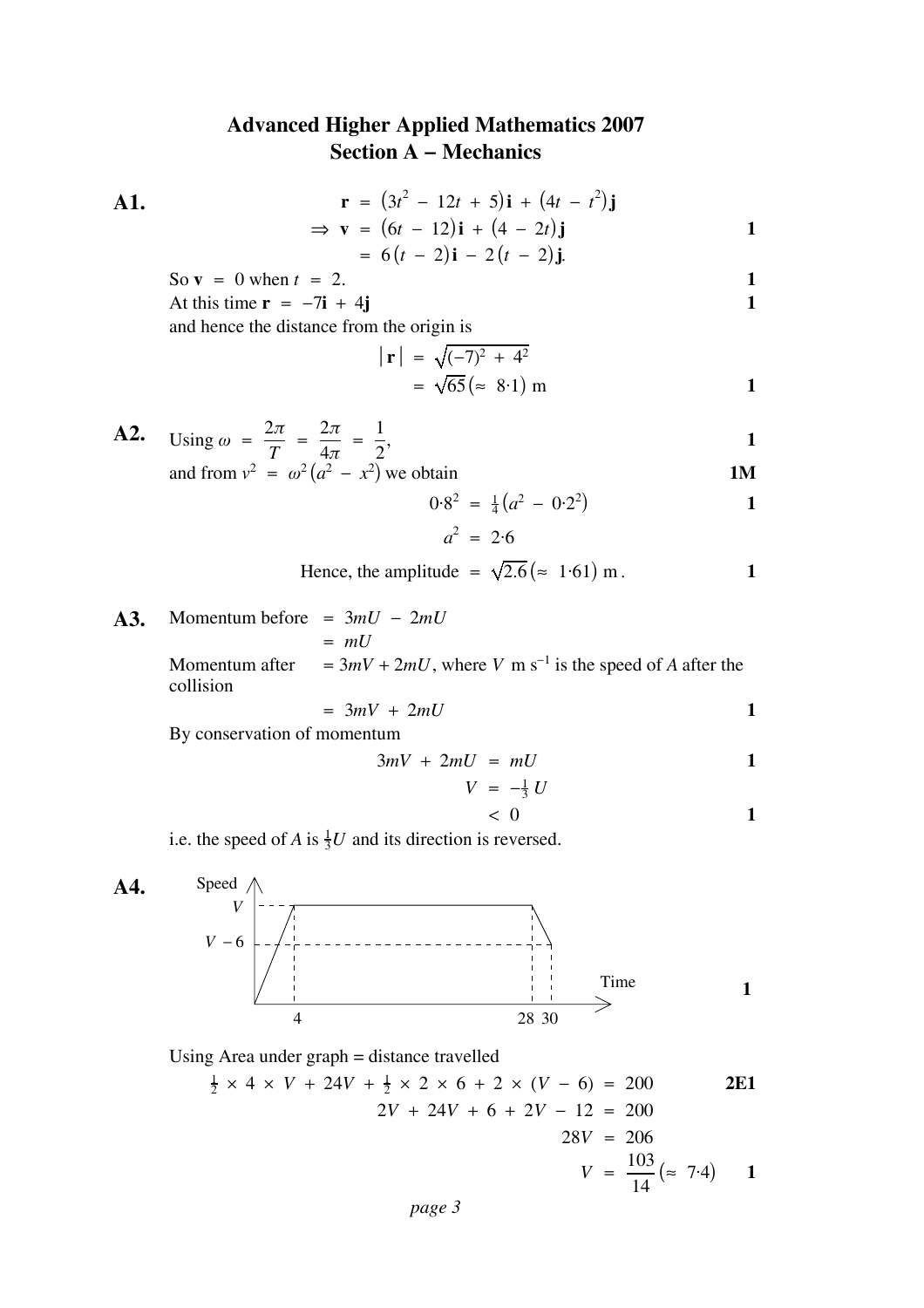# Advanced Higher Applied Mathematics 2007
## Section A – Mechanics

**A1.**

$$\mathbf{r} = (3t^2 - 12t + 5)\mathbf{i} + (4t - t^2)\mathbf{j}$$

$$\Rightarrow \mathbf{v} = (6t - 12)\mathbf{i} + (4 - 2t)\mathbf{j} \qquad \mathbf{1}$$

$$= 6(t - 2)\mathbf{i} - 2(t - 2)\mathbf{j}.$$

So $\mathbf{v} = 0$ when $t = 2$. **1**

At this time $\mathbf{r} = -7\mathbf{i} + 4\mathbf{j}$ **1**

and hence the distance from the origin is

$$|\mathbf{r}| = \sqrt{(-7)^2 + 4^2}$$

$$= \sqrt{65}\,(\approx 8{\cdot}1)\text{ m} \qquad \mathbf{1}$$

**A2.**

Using $\omega = \dfrac{2\pi}{T} = \dfrac{2\pi}{4\pi} = \dfrac{1}{2}$, **1**

and from $v^2 = \omega^2(a^2 - x^2)$ we obtain **1M**

$$0{\cdot}8^2 = \tfrac{1}{4}(a^2 - 0{\cdot}2^2) \qquad \mathbf{1}$$

$$a^2 = 2{\cdot}6$$

Hence, the amplitude $= \sqrt{2.6}\,(\approx 1{\cdot}61)$ m. **1**

**A3.**

Momentum before $= 3mU - 2mU$

$= mU$

Momentum after $= 3mV + 2mU$, where $V$ m s$^{-1}$ is the speed of $A$ after the collision

$= 3mV + 2mU$ **1**

By conservation of momentum

$$3mV + 2mU = mU \qquad \mathbf{1}$$

$$V = -\tfrac{1}{3}U$$

$$< 0 \qquad \mathbf{1}$$

i.e. the speed of $A$ is $\frac{1}{3}U$ and its direction is reversed.

**A4.**

[Speed–time graph: speed rises from 0 to $V$ over time 0 to 4, constant at $V$ until 28, then falls to $V - 6$ at 30.] **1**

Using Area under graph = distance travelled

$$\tfrac{1}{2} \times 4 \times V + 24V + \tfrac{1}{2} \times 2 \times 6 + 2 \times (V - 6) = 200 \qquad \mathbf{2E1}$$

$$2V + 24V + 6 + 2V - 12 = 200$$

$$28V = 206$$

$$V = \frac{103}{14}\,(\approx 7{\cdot}4) \qquad \mathbf{1}$$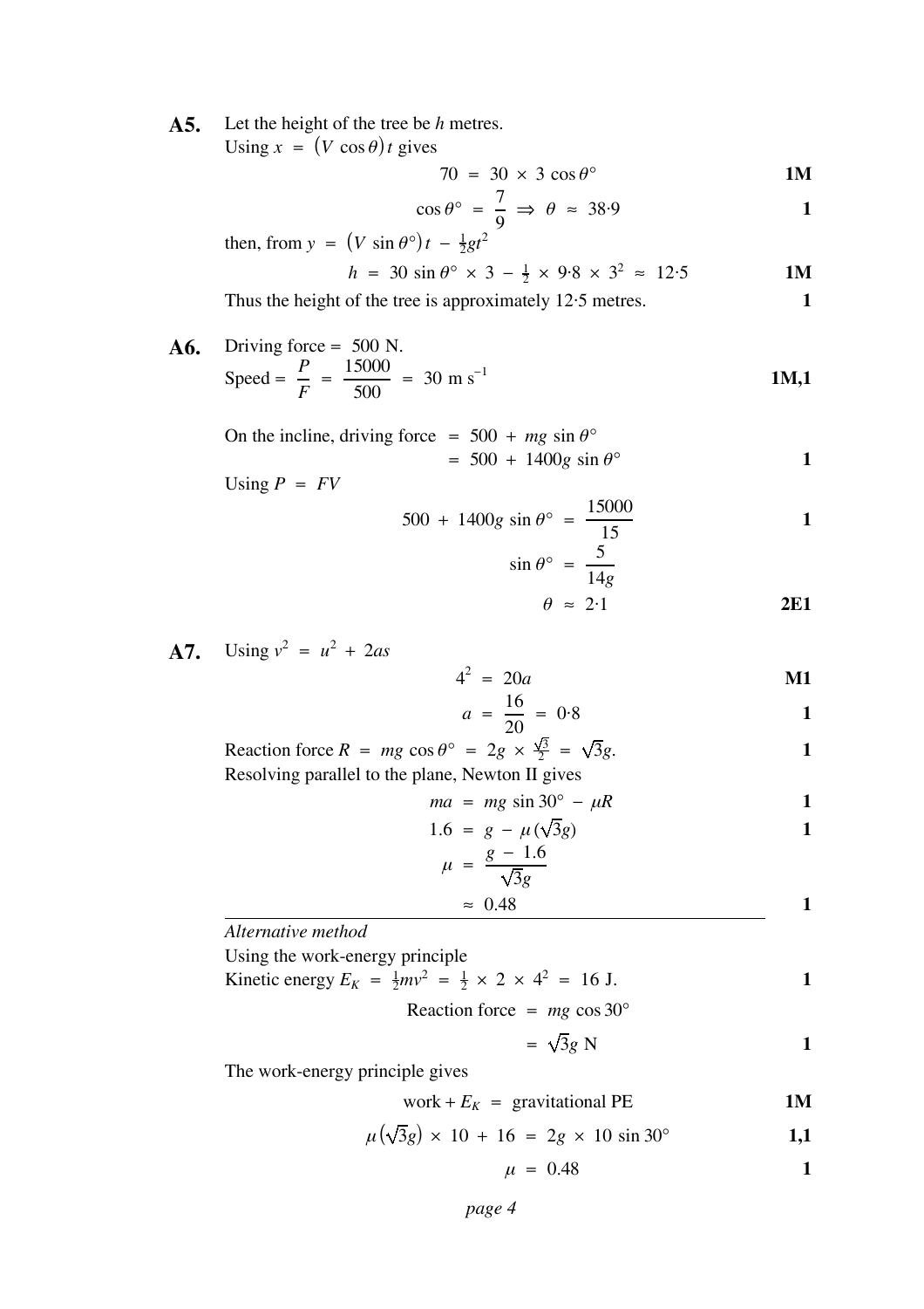**A5.** Let the height of the tree be $h$ metres.

Using $x = (V \cos\theta)t$ gives

$$70 = 30 \times 3 \cos\theta° \quad \textbf{1M}$$

$$\cos\theta° = \frac{7}{9} \Rightarrow \theta \approx 38{\cdot}9 \quad \textbf{1}$$

then, from $y = (V \sin\theta°)t - \frac{1}{2}gt^2$

$$h = 30 \sin\theta° \times 3 - \tfrac{1}{2} \times 9{\cdot}8 \times 3^2 \approx 12{\cdot}5 \quad \textbf{1M}$$

Thus the height of the tree is approximately 12·5 metres. **1**

**A6.** Driving force = 500 N.

Speed = $\dfrac{P}{F} = \dfrac{15000}{500} = 30 \text{ m s}^{-1}$ **1M,1**

On the incline, driving force $= 500 + mg \sin\theta°$

$= 500 + 1400g \sin\theta°$ **1**

Using $P = FV$

$$500 + 1400g \sin\theta° = \frac{15000}{15} \quad \textbf{1}$$

$$\sin\theta° = \frac{5}{14g}$$

$$\theta \approx 2{\cdot}1 \quad \textbf{2E1}$$

**A7.** Using $v^2 = u^2 + 2as$

$$4^2 = 20a \quad \textbf{M1}$$

$$a = \frac{16}{20} = 0{\cdot}8 \quad \textbf{1}$$

Reaction force $R = mg \cos\theta° = 2g \times \frac{\sqrt{3}}{2} = \sqrt{3}g$. **1**

Resolving parallel to the plane, Newton II gives

$$ma = mg \sin 30° - \mu R \quad \textbf{1}$$

$$1.6 = g - \mu(\sqrt{3}g) \quad \textbf{1}$$

$$\mu = \frac{g - 1.6}{\sqrt{3}g}$$

$$\approx 0.48 \quad \textbf{1}$$

---

*Alternative method*

Using the work-energy principle

Kinetic energy $E_K = \frac{1}{2}mv^2 = \frac{1}{2} \times 2 \times 4^2 = 16$ J. **1**

Reaction force $= mg \cos 30°$

$= \sqrt{3}g$ N **1**

The work-energy principle gives

$$\text{work} + E_K = \text{gravitational PE} \quad \textbf{1M}$$

$$\mu(\sqrt{3}g) \times 10 + 16 = 2g \times 10 \sin 30° \quad \textbf{1,1}$$

$$\mu = 0.48 \quad \textbf{1}$$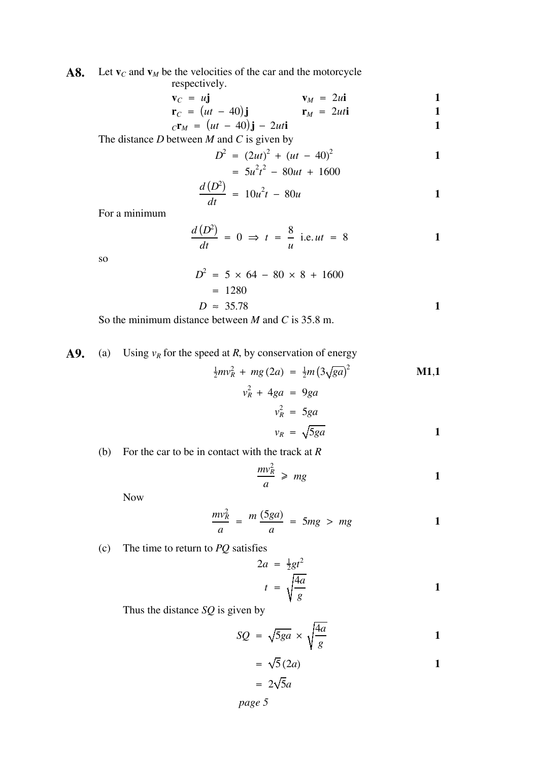**A8.** Let $\mathbf{v}_C$ and $\mathbf{v}_M$ be the velocities of the car and the motorcycle respectively.

$$\mathbf{v}_C = u\mathbf{j} \qquad \mathbf{v}_M = 2u\mathbf{i} \qquad \mathbf{1}$$

$$\mathbf{r}_C = (ut - 40)\mathbf{j} \qquad \mathbf{r}_M = 2ut\mathbf{i} \qquad \mathbf{1}$$

$${}_C\mathbf{r}_M = (ut - 40)\mathbf{j} - 2ut\mathbf{i} \qquad \mathbf{1}$$

The distance $D$ between $M$ and $C$ is given by

$$D^2 = (2ut)^2 + (ut - 40)^2 \qquad \mathbf{1}$$

$$= 5u^2t^2 - 80ut + 1600$$

$$\frac{d(D^2)}{dt} = 10u^2t - 80u \qquad \mathbf{1}$$

For a minimum

$$\frac{d(D^2)}{dt} = 0 \Rightarrow t = \frac{8}{u} \text{ i.e. } ut = 8 \qquad \mathbf{1}$$

so

$$D^2 = 5 \times 64 - 80 \times 8 + 1600$$

$$= 1280$$

$$D \approx 35.78 \qquad \mathbf{1}$$

So the minimum distance between $M$ and $C$ is 35.8 m.

**A9.** (a) Using $v_R$ for the speed at $R$, by conservation of energy

$$\tfrac{1}{2}mv_R^2 + mg(2a) = \tfrac{1}{2}m\left(3\sqrt{ga}\right)^2 \qquad \mathbf{M1,1}$$

$$v_R^2 + 4ga = 9ga$$

$$v_R^2 = 5ga$$

$$v_R = \sqrt{5ga} \qquad \mathbf{1}$$

(b) For the car to be in contact with the track at $R$

$$\frac{mv_R^2}{a} \geqslant mg \qquad \mathbf{1}$$

Now

$$\frac{mv_R^2}{a} = m\frac{(5ga)}{a} = 5mg > mg \qquad \mathbf{1}$$

(c) The time to return to $PQ$ satisfies

$$2a = \tfrac{1}{2}gt^2$$

$$t = \sqrt{\frac{4a}{g}} \qquad \mathbf{1}$$

Thus the distance $SQ$ is given by

$$SQ = \sqrt{5ga} \times \sqrt{\frac{4a}{g}} \qquad \mathbf{1}$$

$$= \sqrt{5}(2a) \qquad \mathbf{1}$$

$$= 2\sqrt{5}a$$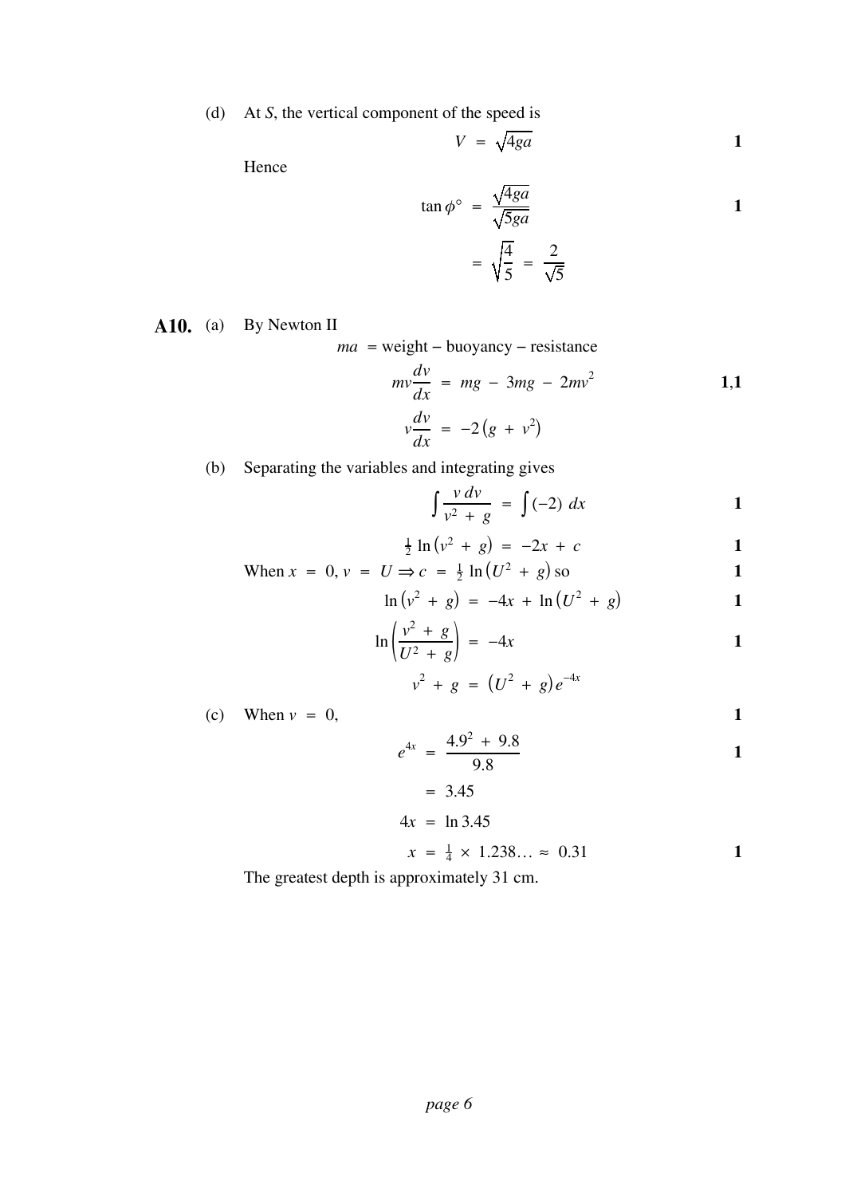(d) At $S$, the vertical component of the speed is

$$V = \sqrt{4ga} \qquad \textbf{1}$$

Hence

$$\tan \phi^\circ = \frac{\sqrt{4ga}}{\sqrt{5ga}} \qquad \textbf{1}$$

$$= \sqrt{\frac{4}{5}} = \frac{2}{\sqrt{5}}$$

**A10.** (a) By Newton II

$$ma = \text{weight} - \text{buoyancy} - \text{resistance}$$

$$mv\frac{dv}{dx} = mg - 3mg - 2mv^2 \qquad \textbf{1,1}$$

$$v\frac{dv}{dx} = -2\left(g + v^2\right)$$

(b) Separating the variables and integrating gives

$$\int \frac{v\,dv}{v^2 + g} = \int (-2)\ dx \qquad \textbf{1}$$

$$\tfrac{1}{2}\ln\left(v^2 + g\right) = -2x + c \qquad \textbf{1}$$

When $x = 0,\ v = U \Rightarrow c = \tfrac{1}{2}\ln\left(U^2 + g\right)$ so **1**

$$\ln\left(v^2 + g\right) = -4x + \ln\left(U^2 + g\right) \qquad \textbf{1}$$

$$\ln\left(\frac{v^2 + g}{U^2 + g}\right) = -4x \qquad \textbf{1}$$

$$v^2 + g = \left(U^2 + g\right)e^{-4x}$$

(c) When $v = 0$, **1**

$$e^{4x} = \frac{4.9^2 + 9.8}{9.8} \qquad \textbf{1}$$

$$= 3.45$$

$$4x = \ln 3.45$$

$$x = \tfrac{1}{4} \times 1.238\ldots \approx 0.31 \qquad \textbf{1}$$

The greatest depth is approximately 31 cm.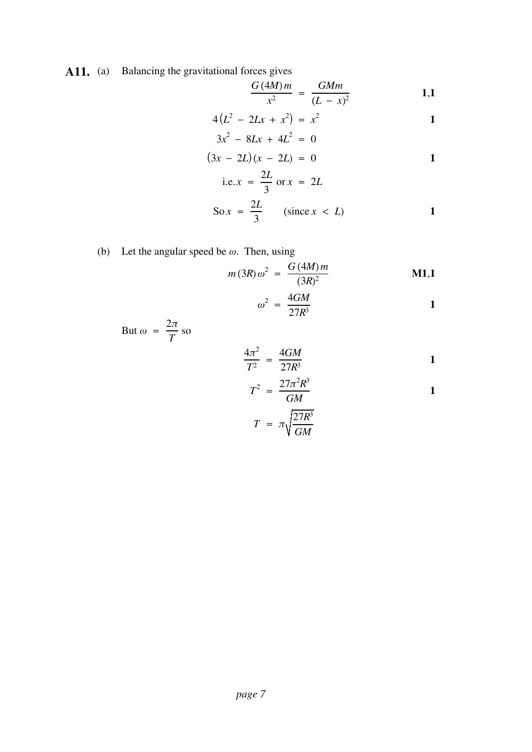**A11.** (a) Balancing the gravitational forces gives

$$\frac{G(4M)m}{x^2} = \frac{GMm}{(L - x)^2} \qquad \textbf{1,1}$$

$$4(L^2 - 2Lx + x^2) = x^2 \qquad \textbf{1}$$

$$3x^2 - 8Lx + 4L^2 = 0$$

$$(3x - 2L)(x - 2L) = 0 \qquad \textbf{1}$$

$$\text{i.e. } x = \frac{2L}{3} \text{ or } x = 2L$$

$$\text{So } x = \frac{2L}{3} \qquad (\text{since } x < L) \qquad \textbf{1}$$

(b) Let the angular speed be $\omega$. Then, using

$$m(3R)\omega^2 = \frac{G(4M)m}{(3R)^2} \qquad \textbf{M1,1}$$

$$\omega^2 = \frac{4GM}{27R^3} \qquad \textbf{1}$$

But $\omega = \dfrac{2\pi}{T}$ so

$$\frac{4\pi^2}{T^2} = \frac{4GM}{27R^3} \qquad \textbf{1}$$

$$T^2 = \frac{27\pi^2 R^3}{GM} \qquad \textbf{1}$$

$$T = \pi\sqrt{\frac{27R^3}{GM}}$$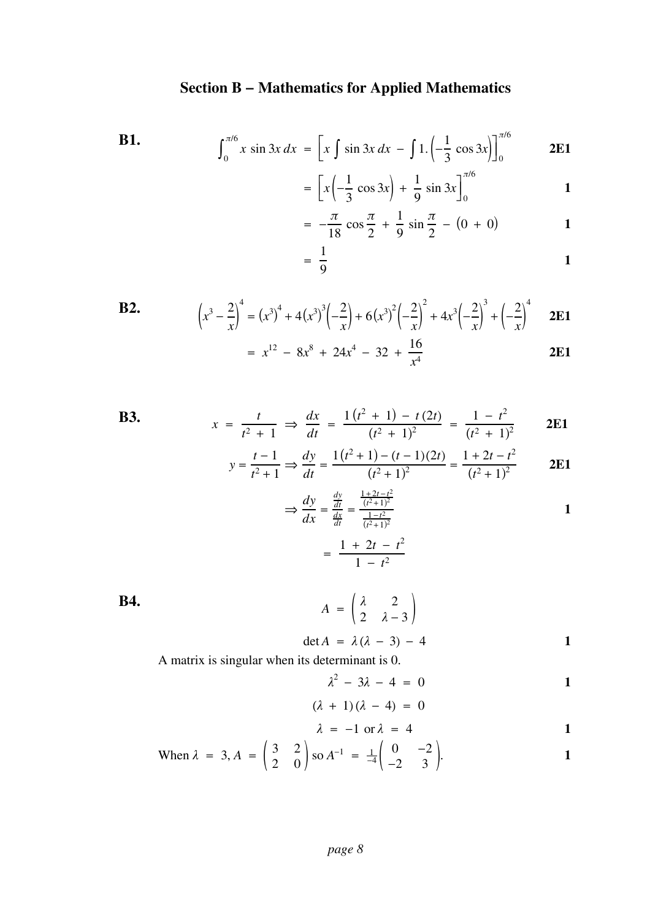## Section B – Mathematics for Applied Mathematics

**B1.**

$$\int_0^{\pi/6} x \sin 3x \, dx = \left[ x \int \sin 3x \, dx - \int 1.\left(-\frac{1}{3}\cos 3x\right)\right]_0^{\pi/6} \qquad \textbf{2E1}$$

$$= \left[ x\left(-\frac{1}{3}\cos 3x\right) + \frac{1}{9}\sin 3x \right]_0^{\pi/6} \qquad \textbf{1}$$

$$= -\frac{\pi}{18}\cos\frac{\pi}{2} + \frac{1}{9}\sin\frac{\pi}{2} - (0 + 0) \qquad \textbf{1}$$

$$= \frac{1}{9} \qquad \textbf{1}$$

**B2.**

$$\left(x^3 - \frac{2}{x}\right)^4 = \left(x^3\right)^4 + 4\left(x^3\right)^3\left(-\frac{2}{x}\right) + 6\left(x^3\right)^2\left(-\frac{2}{x}\right)^2 + 4x^3\left(-\frac{2}{x}\right)^3 + \left(-\frac{2}{x}\right)^4 \qquad \textbf{2E1}$$

$$= x^{12} - 8x^8 + 24x^4 - 32 + \frac{16}{x^4} \qquad \textbf{2E1}$$

**B3.**

$$x = \frac{t}{t^2 + 1} \Rightarrow \frac{dx}{dt} = \frac{1\left(t^2 + 1\right) - t(2t)}{\left(t^2 + 1\right)^2} = \frac{1 - t^2}{\left(t^2 + 1\right)^2} \qquad \textbf{2E1}$$

$$y = \frac{t-1}{t^2+1} \Rightarrow \frac{dy}{dt} = \frac{1\left(t^2+1\right) - (t-1)(2t)}{\left(t^2+1\right)^2} = \frac{1 + 2t - t^2}{\left(t^2+1\right)^2} \qquad \textbf{2E1}$$

$$\Rightarrow \frac{dy}{dx} = \frac{\frac{dy}{dt}}{\frac{dx}{dt}} = \frac{\frac{1+2t-t^2}{(t^2+1)^2}}{\frac{1-t^2}{(t^2+1)^2}} \qquad \textbf{1}$$

$$= \frac{1 + 2t - t^2}{1 - t^2}$$

**B4.**

$$A = \begin{pmatrix} \lambda & 2 \\ 2 & \lambda - 3 \end{pmatrix}$$

$$\det A = \lambda(\lambda - 3) - 4 \qquad \textbf{1}$$

A matrix is singular when its determinant is 0.

$$\lambda^2 - 3\lambda - 4 = 0 \qquad \textbf{1}$$

$$(\lambda + 1)(\lambda - 4) = 0$$

$$\lambda = -1 \text{ or } \lambda = 4 \qquad \textbf{1}$$

When $\lambda = 3$, $A = \begin{pmatrix} 3 & 2 \\ 2 & 0 \end{pmatrix}$ so $A^{-1} = \frac{1}{-4}\begin{pmatrix} 0 & -2 \\ -2 & 3 \end{pmatrix}$. **1**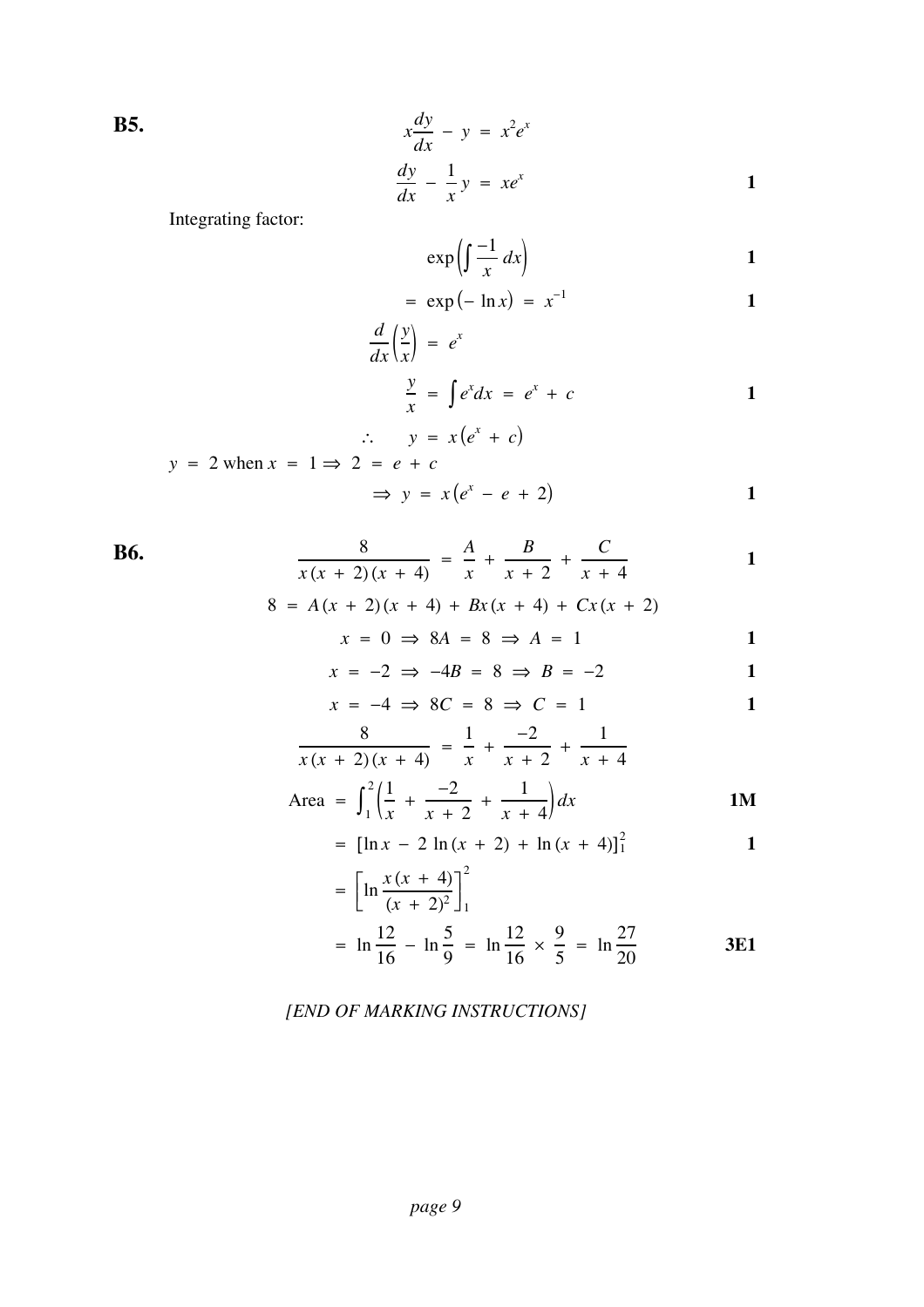**B5.**

$$x\frac{dy}{dx} - y = x^2e^x$$

$$\frac{dy}{dx} - \frac{1}{x}y = xe^x \qquad \textbf{1}$$

Integrating factor:

$$\exp\left(\int \frac{-1}{x}\,dx\right) \qquad \textbf{1}$$

$$= \exp(-\ln x) = x^{-1} \qquad \textbf{1}$$

$$\frac{d}{dx}\left(\frac{y}{x}\right) = e^x$$

$$\frac{y}{x} = \int e^x dx = e^x + c \qquad \textbf{1}$$

$$\therefore \quad y = x(e^x + c)$$

$y = 2$ when $x = 1 \Rightarrow 2 = e + c$

$$\Rightarrow y = x(e^x - e + 2) \qquad \textbf{1}$$

**B6.**

$$\frac{8}{x(x+2)(x+4)} = \frac{A}{x} + \frac{B}{x+2} + \frac{C}{x+4} \qquad \textbf{1}$$

$$8 = A(x+2)(x+4) + Bx(x+4) + Cx(x+2)$$

$$x = 0 \Rightarrow 8A = 8 \Rightarrow A = 1 \qquad \textbf{1}$$

$$x = -2 \Rightarrow -4B = 8 \Rightarrow B = -2 \qquad \textbf{1}$$

$$x = -4 \Rightarrow 8C = 8 \Rightarrow C = 1 \qquad \textbf{1}$$

$$\frac{8}{x(x+2)(x+4)} = \frac{1}{x} + \frac{-2}{x+2} + \frac{1}{x+4}$$

$$\text{Area} = \int_1^2 \left(\frac{1}{x} + \frac{-2}{x+2} + \frac{1}{x+4}\right)dx \qquad \textbf{1M}$$

$$= [\ln x - 2\ln(x+2) + \ln(x+4)]_1^2 \qquad \textbf{1}$$

$$= \left[\ln\frac{x(x+4)}{(x+2)^2}\right]_1^2$$

$$= \ln\frac{12}{16} - \ln\frac{5}{9} = \ln\frac{12}{16} \times \frac{9}{5} = \ln\frac{27}{20} \qquad \textbf{3E1}$$

*[END OF MARKING INSTRUCTIONS]*